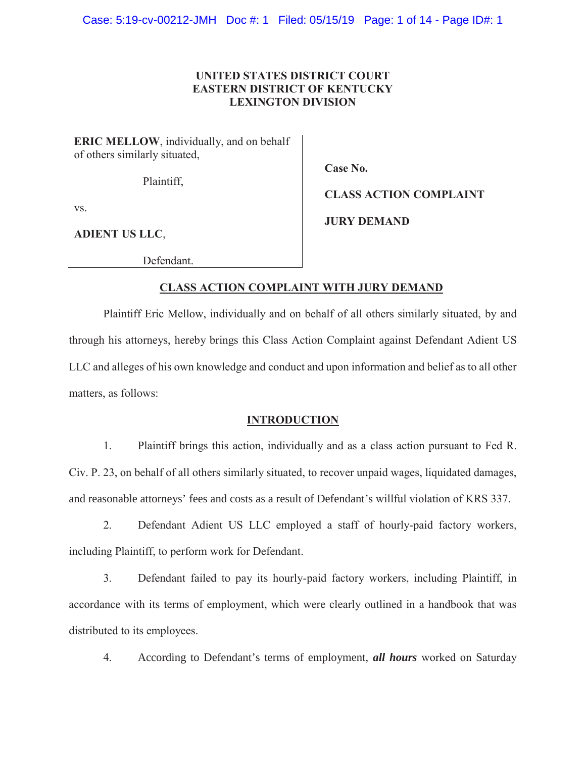**UNITED STATES DISTRICT COURT**
**EASTERN DISTRICT OF KENTUCKY**
**LEXINGTON DIVISION**

| | |
|---|---|
| **ERIC MELLOW**, individually, and on behalf of others similarly situated, | **Case No.** |
| Plaintiff, | **CLASS ACTION COMPLAINT** |
| vs. | **JURY DEMAND** |
| **ADIENT US LLC**, | |
| Defendant. | |

## CLASS ACTION COMPLAINT WITH JURY DEMAND

Plaintiff Eric Mellow, individually and on behalf of all others similarly situated, by and through his attorneys, hereby brings this Class Action Complaint against Defendant Adient US LLC and alleges of his own knowledge and conduct and upon information and belief as to all other matters, as follows:

## INTRODUCTION

1. Plaintiff brings this action, individually and as a class action pursuant to Fed R. Civ. P. 23, on behalf of all others similarly situated, to recover unpaid wages, liquidated damages, and reasonable attorneys' fees and costs as a result of Defendant's willful violation of KRS 337.

2. Defendant Adient US LLC employed a staff of hourly-paid factory workers, including Plaintiff, to perform work for Defendant.

3. Defendant failed to pay its hourly-paid factory workers, including Plaintiff, in accordance with its terms of employment, which were clearly outlined in a handbook that was distributed to its employees.

4. According to Defendant's terms of employment, ***all hours*** worked on Saturday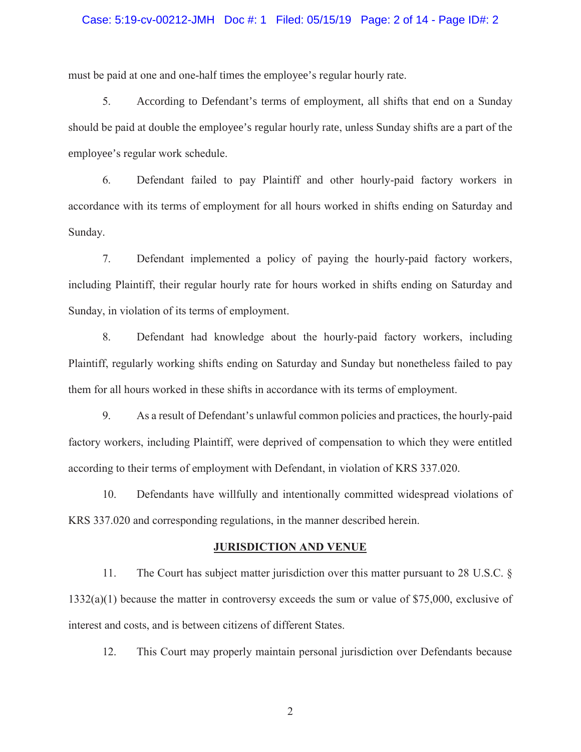must be paid at one and one-half times the employee's regular hourly rate.

5. According to Defendant's terms of employment, all shifts that end on a Sunday should be paid at double the employee's regular hourly rate, unless Sunday shifts are a part of the employee's regular work schedule.

6. Defendant failed to pay Plaintiff and other hourly-paid factory workers in accordance with its terms of employment for all hours worked in shifts ending on Saturday and Sunday.

7. Defendant implemented a policy of paying the hourly-paid factory workers, including Plaintiff, their regular hourly rate for hours worked in shifts ending on Saturday and Sunday, in violation of its terms of employment.

8. Defendant had knowledge about the hourly-paid factory workers, including Plaintiff, regularly working shifts ending on Saturday and Sunday but nonetheless failed to pay them for all hours worked in these shifts in accordance with its terms of employment.

9. As a result of Defendant's unlawful common policies and practices, the hourly-paid factory workers, including Plaintiff, were deprived of compensation to which they were entitled according to their terms of employment with Defendant, in violation of KRS 337.020.

10. Defendants have willfully and intentionally committed widespread violations of KRS 337.020 and corresponding regulations, in the manner described herein.

## JURISDICTION AND VENUE

11. The Court has subject matter jurisdiction over this matter pursuant to 28 U.S.C. § 1332(a)(1) because the matter in controversy exceeds the sum or value of $75,000, exclusive of interest and costs, and is between citizens of different States.

12. This Court may properly maintain personal jurisdiction over Defendants because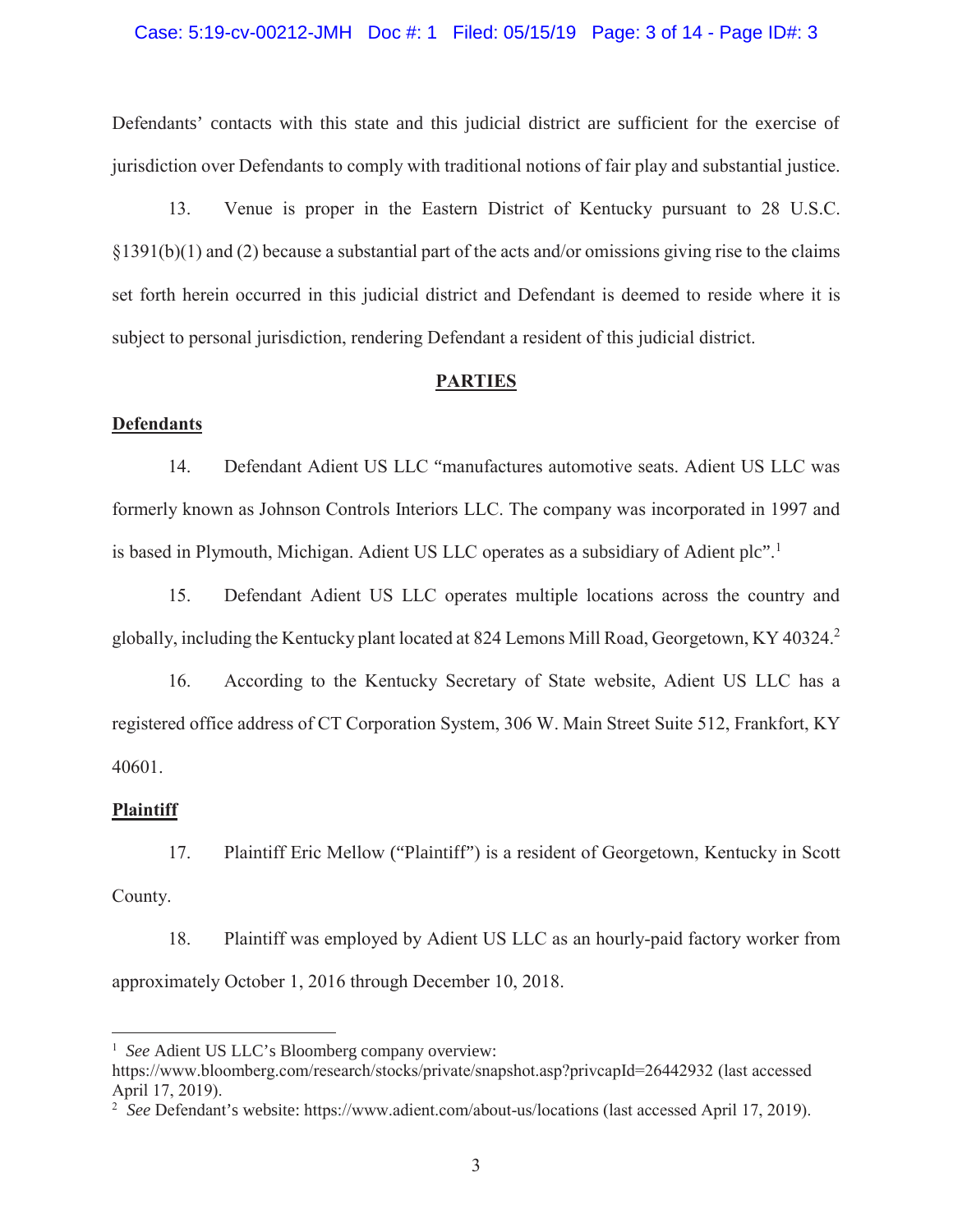Defendants' contacts with this state and this judicial district are sufficient for the exercise of jurisdiction over Defendants to comply with traditional notions of fair play and substantial justice.

13. Venue is proper in the Eastern District of Kentucky pursuant to 28 U.S.C. §1391(b)(1) and (2) because a substantial part of the acts and/or omissions giving rise to the claims set forth herein occurred in this judicial district and Defendant is deemed to reside where it is subject to personal jurisdiction, rendering Defendant a resident of this judicial district.

## PARTIES

### Defendants

14. Defendant Adient US LLC "manufactures automotive seats. Adient US LLC was formerly known as Johnson Controls Interiors LLC. The company was incorporated in 1997 and is based in Plymouth, Michigan. Adient US LLC operates as a subsidiary of Adient plc".[1]

15. Defendant Adient US LLC operates multiple locations across the country and globally, including the Kentucky plant located at 824 Lemons Mill Road, Georgetown, KY 40324.[2]

16. According to the Kentucky Secretary of State website, Adient US LLC has a registered office address of CT Corporation System, 306 W. Main Street Suite 512, Frankfort, KY 40601.

### Plaintiff

17. Plaintiff Eric Mellow ("Plaintiff") is a resident of Georgetown, Kentucky in Scott County.

18. Plaintiff was employed by Adient US LLC as an hourly-paid factory worker from approximately October 1, 2016 through December 10, 2018.

---

[1] *See* Adient US LLC's Bloomberg company overview: https://www.bloomberg.com/research/stocks/private/snapshot.asp?privcapId=26442932 (last accessed April 17, 2019).

[2] *See* Defendant's website: https://www.adient.com/about-us/locations (last accessed April 17, 2019).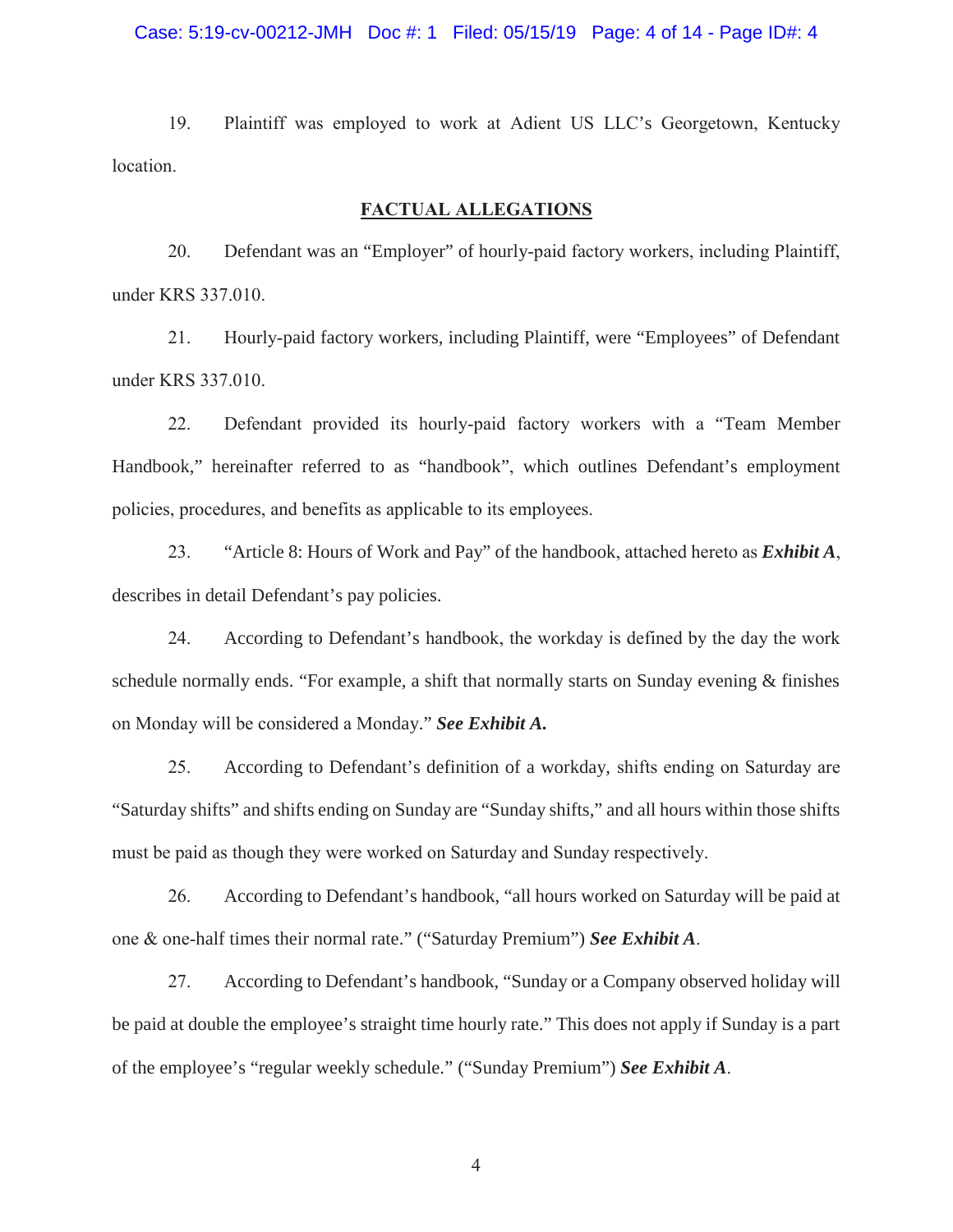19. Plaintiff was employed to work at Adient US LLC's Georgetown, Kentucky location.

## FACTUAL ALLEGATIONS

20. Defendant was an "Employer" of hourly-paid factory workers, including Plaintiff, under KRS 337.010.

21. Hourly-paid factory workers, including Plaintiff, were "Employees" of Defendant under KRS 337.010.

22. Defendant provided its hourly-paid factory workers with a "Team Member Handbook," hereinafter referred to as "handbook", which outlines Defendant's employment policies, procedures, and benefits as applicable to its employees.

23. "Article 8: Hours of Work and Pay" of the handbook, attached hereto as ***Exhibit A***, describes in detail Defendant's pay policies.

24. According to Defendant's handbook, the workday is defined by the day the work schedule normally ends. "For example, a shift that normally starts on Sunday evening & finishes on Monday will be considered a Monday." ***See Exhibit A.***

25. According to Defendant's definition of a workday, shifts ending on Saturday are "Saturday shifts" and shifts ending on Sunday are "Sunday shifts," and all hours within those shifts must be paid as though they were worked on Saturday and Sunday respectively.

26. According to Defendant's handbook, "all hours worked on Saturday will be paid at one & one-half times their normal rate." ("Saturday Premium") ***See Exhibit A***.

27. According to Defendant's handbook, "Sunday or a Company observed holiday will be paid at double the employee's straight time hourly rate." This does not apply if Sunday is a part of the employee's "regular weekly schedule." ("Sunday Premium") ***See Exhibit A***.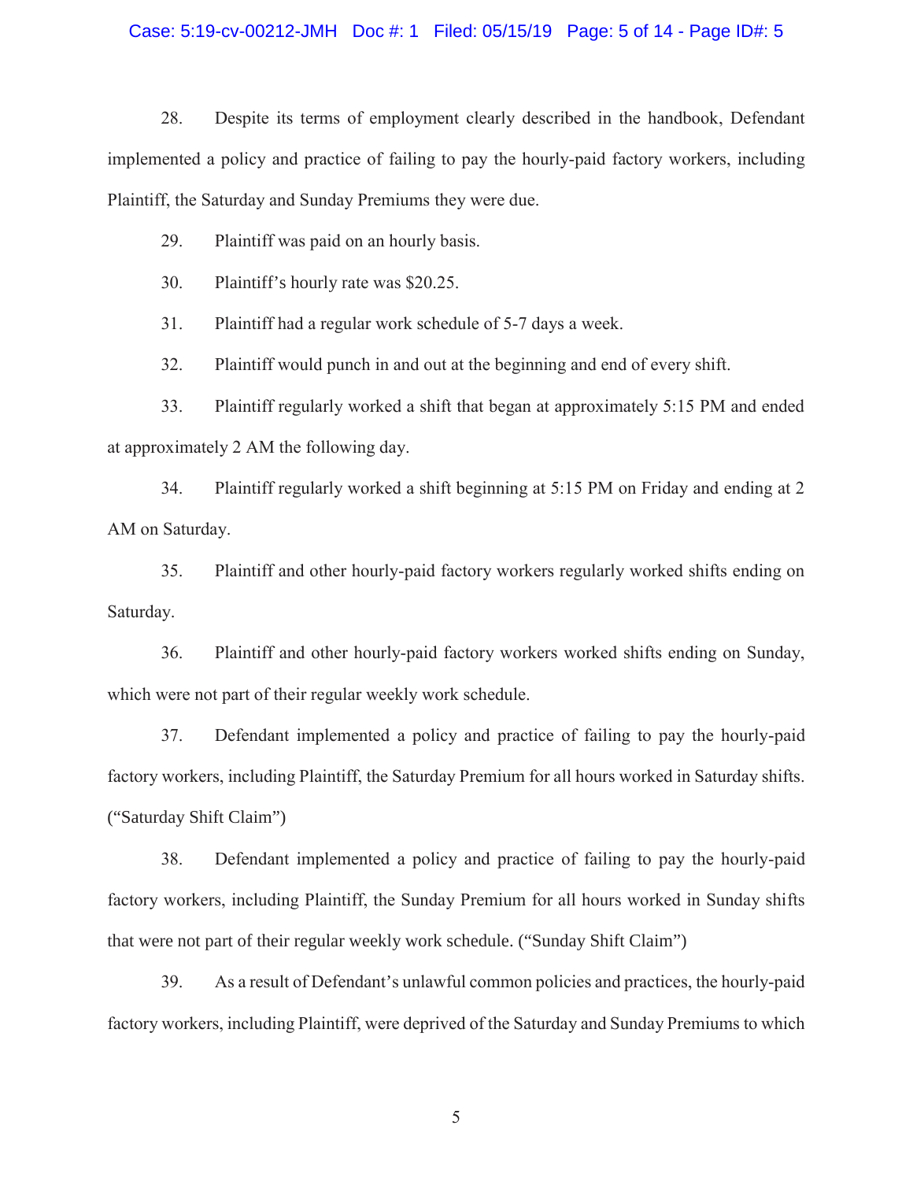28. Despite its terms of employment clearly described in the handbook, Defendant implemented a policy and practice of failing to pay the hourly-paid factory workers, including Plaintiff, the Saturday and Sunday Premiums they were due.

29. Plaintiff was paid on an hourly basis.

30. Plaintiff's hourly rate was $20.25.

31. Plaintiff had a regular work schedule of 5-7 days a week.

32. Plaintiff would punch in and out at the beginning and end of every shift.

33. Plaintiff regularly worked a shift that began at approximately 5:15 PM and ended at approximately 2 AM the following day.

34. Plaintiff regularly worked a shift beginning at 5:15 PM on Friday and ending at 2 AM on Saturday.

35. Plaintiff and other hourly-paid factory workers regularly worked shifts ending on Saturday.

36. Plaintiff and other hourly-paid factory workers worked shifts ending on Sunday, which were not part of their regular weekly work schedule.

37. Defendant implemented a policy and practice of failing to pay the hourly-paid factory workers, including Plaintiff, the Saturday Premium for all hours worked in Saturday shifts. ("Saturday Shift Claim")

38. Defendant implemented a policy and practice of failing to pay the hourly-paid factory workers, including Plaintiff, the Sunday Premium for all hours worked in Sunday shifts that were not part of their regular weekly work schedule. ("Sunday Shift Claim")

39. As a result of Defendant's unlawful common policies and practices, the hourly-paid factory workers, including Plaintiff, were deprived of the Saturday and Sunday Premiums to which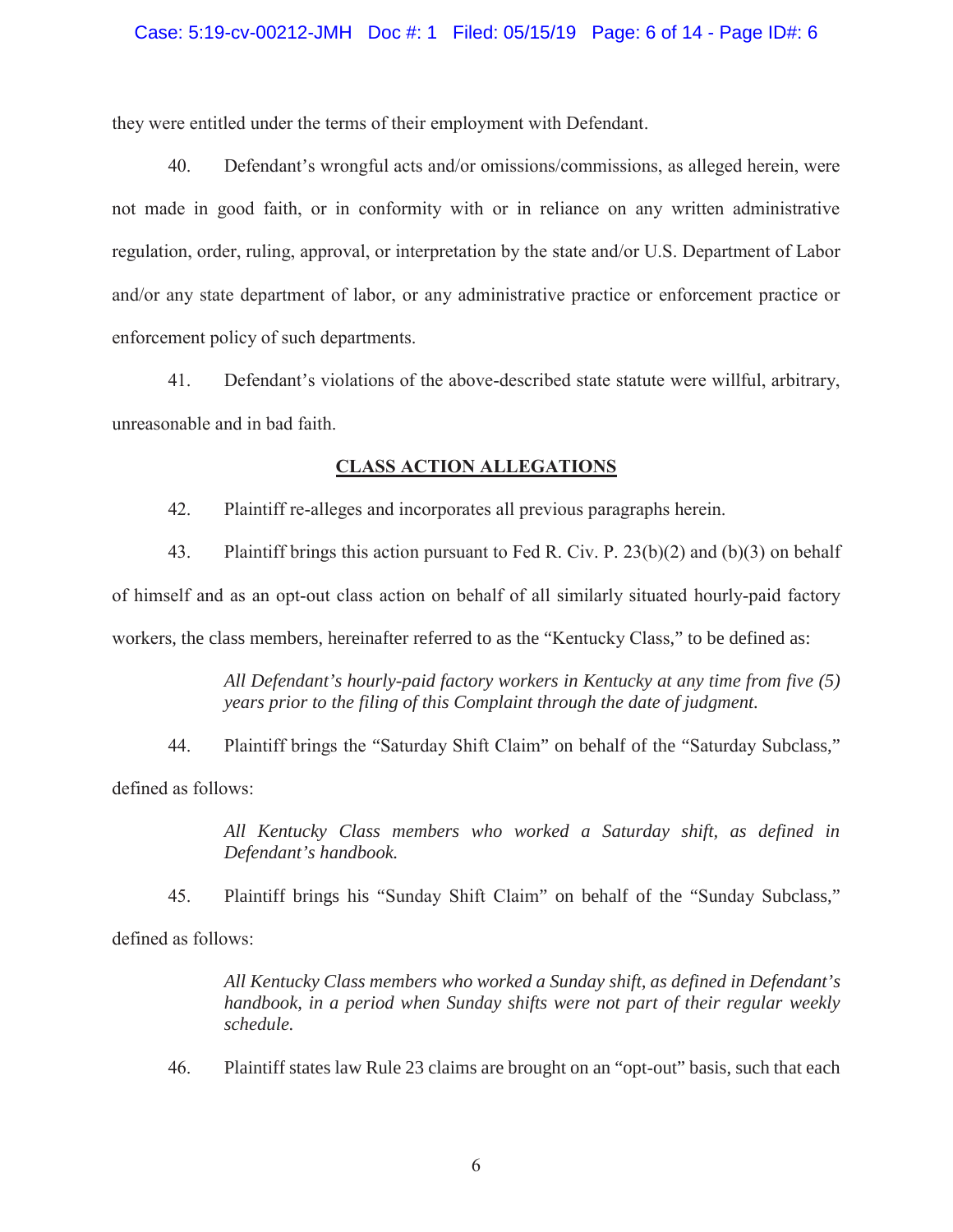they were entitled under the terms of their employment with Defendant.

40. Defendant's wrongful acts and/or omissions/commissions, as alleged herein, were not made in good faith, or in conformity with or in reliance on any written administrative regulation, order, ruling, approval, or interpretation by the state and/or U.S. Department of Labor and/or any state department of labor, or any administrative practice or enforcement practice or enforcement policy of such departments.

41. Defendant's violations of the above-described state statute were willful, arbitrary, unreasonable and in bad faith.

## **CLASS ACTION ALLEGATIONS**

42. Plaintiff re-alleges and incorporates all previous paragraphs herein.

43. Plaintiff brings this action pursuant to Fed R. Civ. P. 23(b)(2) and (b)(3) on behalf of himself and as an opt-out class action on behalf of all similarly situated hourly-paid factory workers, the class members, hereinafter referred to as the "Kentucky Class," to be defined as:

> *All Defendant's hourly-paid factory workers in Kentucky at any time from five (5) years prior to the filing of this Complaint through the date of judgment.*

44. Plaintiff brings the "Saturday Shift Claim" on behalf of the "Saturday Subclass," defined as follows:

> *All Kentucky Class members who worked a Saturday shift, as defined in Defendant's handbook.*

45. Plaintiff brings his "Sunday Shift Claim" on behalf of the "Sunday Subclass," defined as follows:

> *All Kentucky Class members who worked a Sunday shift, as defined in Defendant's handbook, in a period when Sunday shifts were not part of their regular weekly schedule.*

46. Plaintiff states law Rule 23 claims are brought on an "opt-out" basis, such that each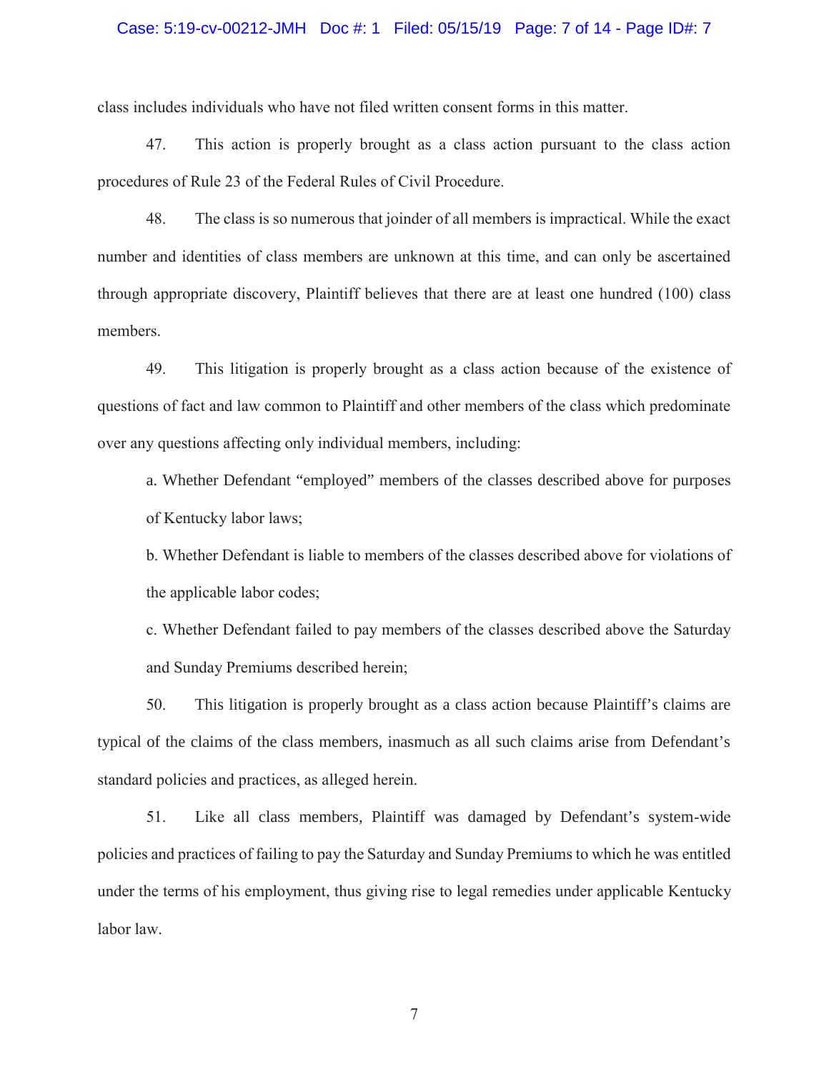class includes individuals who have not filed written consent forms in this matter.

47. This action is properly brought as a class action pursuant to the class action procedures of Rule 23 of the Federal Rules of Civil Procedure.

48. The class is so numerous that joinder of all members is impractical. While the exact number and identities of class members are unknown at this time, and can only be ascertained through appropriate discovery, Plaintiff believes that there are at least one hundred (100) class members.

49. This litigation is properly brought as a class action because of the existence of questions of fact and law common to Plaintiff and other members of the class which predominate over any questions affecting only individual members, including:

a. Whether Defendant "employed" members of the classes described above for purposes of Kentucky labor laws;

b. Whether Defendant is liable to members of the classes described above for violations of the applicable labor codes;

c. Whether Defendant failed to pay members of the classes described above the Saturday and Sunday Premiums described herein;

50. This litigation is properly brought as a class action because Plaintiff's claims are typical of the claims of the class members, inasmuch as all such claims arise from Defendant's standard policies and practices, as alleged herein.

51. Like all class members, Plaintiff was damaged by Defendant's system-wide policies and practices of failing to pay the Saturday and Sunday Premiums to which he was entitled under the terms of his employment, thus giving rise to legal remedies under applicable Kentucky labor law.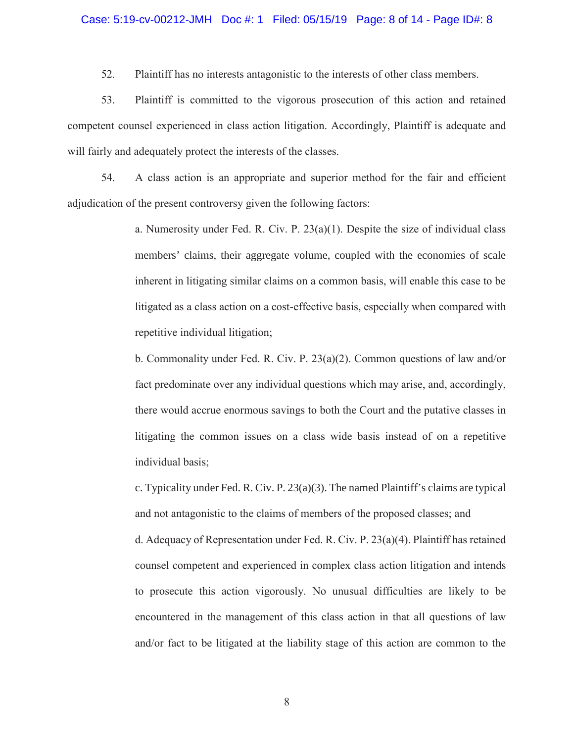52. Plaintiff has no interests antagonistic to the interests of other class members.

53. Plaintiff is committed to the vigorous prosecution of this action and retained competent counsel experienced in class action litigation. Accordingly, Plaintiff is adequate and will fairly and adequately protect the interests of the classes.

54. A class action is an appropriate and superior method for the fair and efficient adjudication of the present controversy given the following factors:

a. Numerosity under Fed. R. Civ. P. 23(a)(1). Despite the size of individual class members' claims, their aggregate volume, coupled with the economies of scale inherent in litigating similar claims on a common basis, will enable this case to be litigated as a class action on a cost-effective basis, especially when compared with repetitive individual litigation;

b. Commonality under Fed. R. Civ. P. 23(a)(2). Common questions of law and/or fact predominate over any individual questions which may arise, and, accordingly, there would accrue enormous savings to both the Court and the putative classes in litigating the common issues on a class wide basis instead of on a repetitive individual basis;

c. Typicality under Fed. R. Civ. P. 23(a)(3). The named Plaintiff's claims are typical and not antagonistic to the claims of members of the proposed classes; and

d. Adequacy of Representation under Fed. R. Civ. P. 23(a)(4). Plaintiff has retained counsel competent and experienced in complex class action litigation and intends to prosecute this action vigorously. No unusual difficulties are likely to be encountered in the management of this class action in that all questions of law and/or fact to be litigated at the liability stage of this action are common to the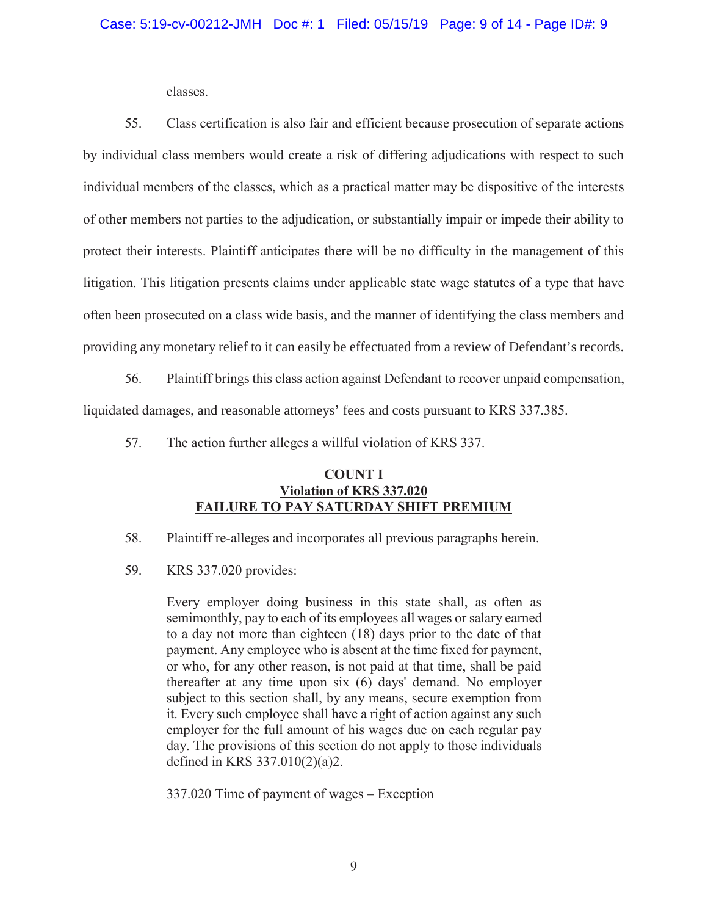classes.

55. Class certification is also fair and efficient because prosecution of separate actions by individual class members would create a risk of differing adjudications with respect to such individual members of the classes, which as a practical matter may be dispositive of the interests of other members not parties to the adjudication, or substantially impair or impede their ability to protect their interests. Plaintiff anticipates there will be no difficulty in the management of this litigation. This litigation presents claims under applicable state wage statutes of a type that have often been prosecuted on a class wide basis, and the manner of identifying the class members and providing any monetary relief to it can easily be effectuated from a review of Defendant's records.

56. Plaintiff brings this class action against Defendant to recover unpaid compensation, liquidated damages, and reasonable attorneys' fees and costs pursuant to KRS 337.385.

57. The action further alleges a willful violation of KRS 337.

## COUNT I
## Violation of KRS 337.020
## FAILURE TO PAY SATURDAY SHIFT PREMIUM

58. Plaintiff re-alleges and incorporates all previous paragraphs herein.

59. KRS 337.020 provides:

> Every employer doing business in this state shall, as often as semimonthly, pay to each of its employees all wages or salary earned to a day not more than eighteen (18) days prior to the date of that payment. Any employee who is absent at the time fixed for payment, or who, for any other reason, is not paid at that time, shall be paid thereafter at any time upon six (6) days' demand. No employer subject to this section shall, by any means, secure exemption from it. Every such employee shall have a right of action against any such employer for the full amount of his wages due on each regular pay day. The provisions of this section do not apply to those individuals defined in KRS 337.010(2)(a)2.
>
> 337.020 Time of payment of wages – Exception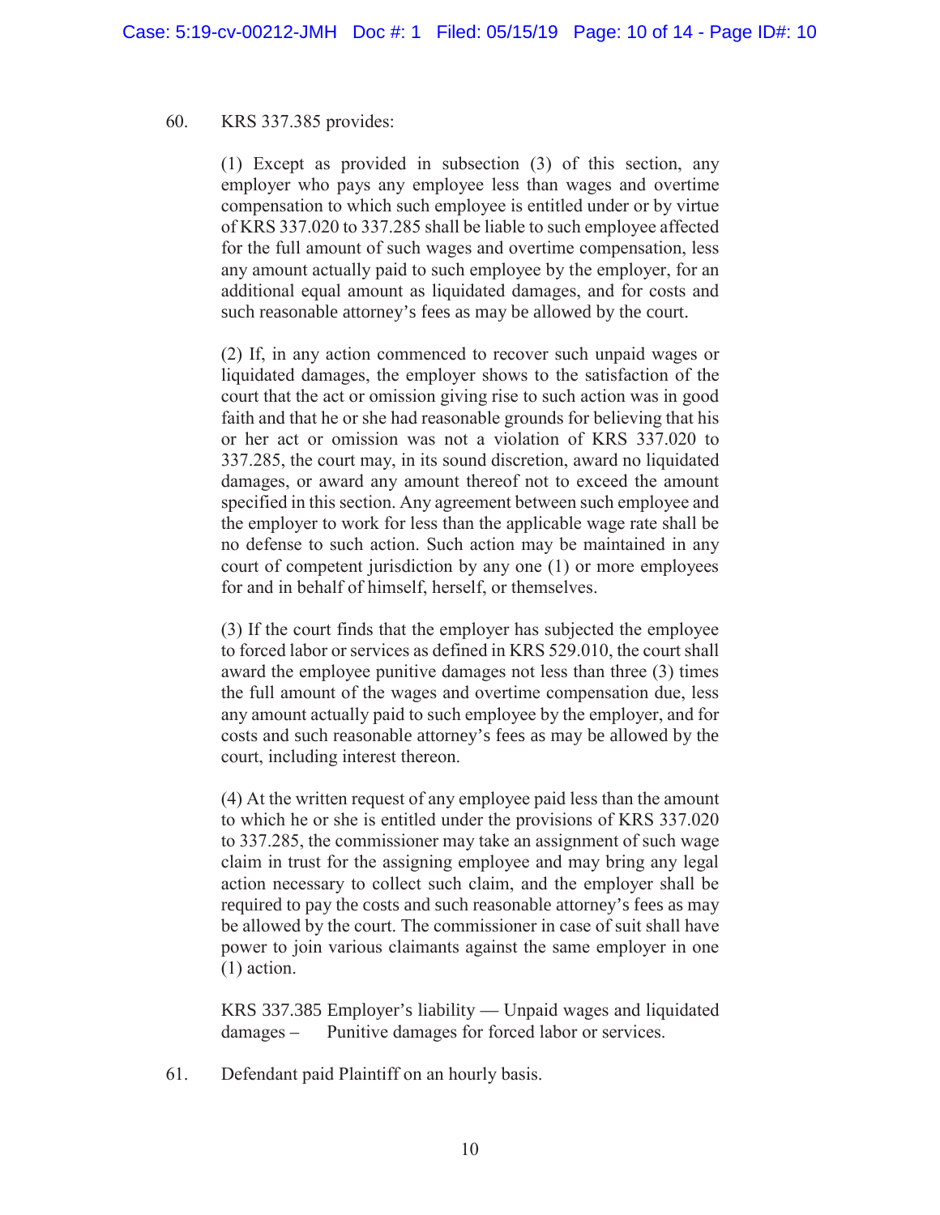60. KRS 337.385 provides:

> (1) Except as provided in subsection (3) of this section, any employer who pays any employee less than wages and overtime compensation to which such employee is entitled under or by virtue of KRS 337.020 to 337.285 shall be liable to such employee affected for the full amount of such wages and overtime compensation, less any amount actually paid to such employee by the employer, for an additional equal amount as liquidated damages, and for costs and such reasonable attorney's fees as may be allowed by the court.
>
> (2) If, in any action commenced to recover such unpaid wages or liquidated damages, the employer shows to the satisfaction of the court that the act or omission giving rise to such action was in good faith and that he or she had reasonable grounds for believing that his or her act or omission was not a violation of KRS 337.020 to 337.285, the court may, in its sound discretion, award no liquidated damages, or award any amount thereof not to exceed the amount specified in this section. Any agreement between such employee and the employer to work for less than the applicable wage rate shall be no defense to such action. Such action may be maintained in any court of competent jurisdiction by any one (1) or more employees for and in behalf of himself, herself, or themselves.
>
> (3) If the court finds that the employer has subjected the employee to forced labor or services as defined in KRS 529.010, the court shall award the employee punitive damages not less than three (3) times the full amount of the wages and overtime compensation due, less any amount actually paid to such employee by the employer, and for costs and such reasonable attorney's fees as may be allowed by the court, including interest thereon.
>
> (4) At the written request of any employee paid less than the amount to which he or she is entitled under the provisions of KRS 337.020 to 337.285, the commissioner may take an assignment of such wage claim in trust for the assigning employee and may bring any legal action necessary to collect such claim, and the employer shall be required to pay the costs and such reasonable attorney's fees as may be allowed by the court. The commissioner in case of suit shall have power to join various claimants against the same employer in one (1) action.
>
> KRS 337.385 Employer's liability — Unpaid wages and liquidated damages – Punitive damages for forced labor or services.

61. Defendant paid Plaintiff on an hourly basis.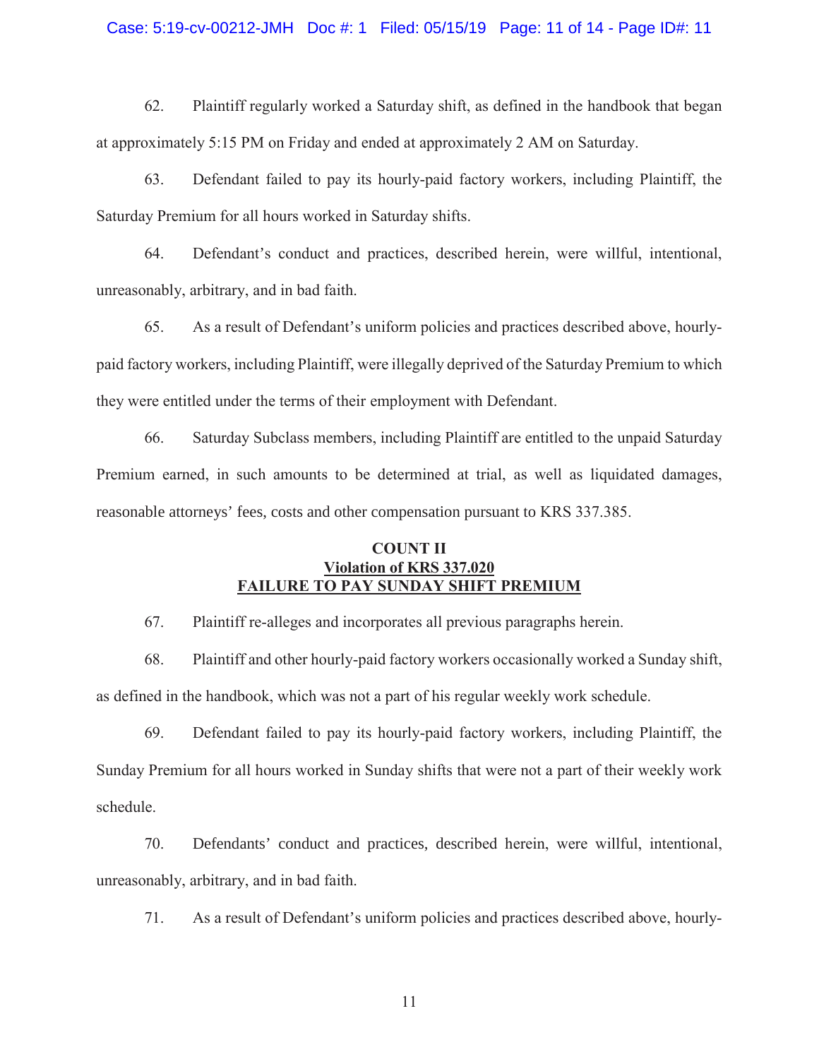62. Plaintiff regularly worked a Saturday shift, as defined in the handbook that began at approximately 5:15 PM on Friday and ended at approximately 2 AM on Saturday.

63. Defendant failed to pay its hourly-paid factory workers, including Plaintiff, the Saturday Premium for all hours worked in Saturday shifts.

64. Defendant's conduct and practices, described herein, were willful, intentional, unreasonably, arbitrary, and in bad faith.

65. As a result of Defendant's uniform policies and practices described above, hourly-paid factory workers, including Plaintiff, were illegally deprived of the Saturday Premium to which they were entitled under the terms of their employment with Defendant.

66. Saturday Subclass members, including Plaintiff are entitled to the unpaid Saturday Premium earned, in such amounts to be determined at trial, as well as liquidated damages, reasonable attorneys' fees, costs and other compensation pursuant to KRS 337.385.

## COUNT II
## Violation of KRS 337.020
## FAILURE TO PAY SUNDAY SHIFT PREMIUM

67. Plaintiff re-alleges and incorporates all previous paragraphs herein.

68. Plaintiff and other hourly-paid factory workers occasionally worked a Sunday shift, as defined in the handbook, which was not a part of his regular weekly work schedule.

69. Defendant failed to pay its hourly-paid factory workers, including Plaintiff, the Sunday Premium for all hours worked in Sunday shifts that were not a part of their weekly work schedule.

70. Defendants' conduct and practices, described herein, were willful, intentional, unreasonably, arbitrary, and in bad faith.

71. As a result of Defendant's uniform policies and practices described above, hourly-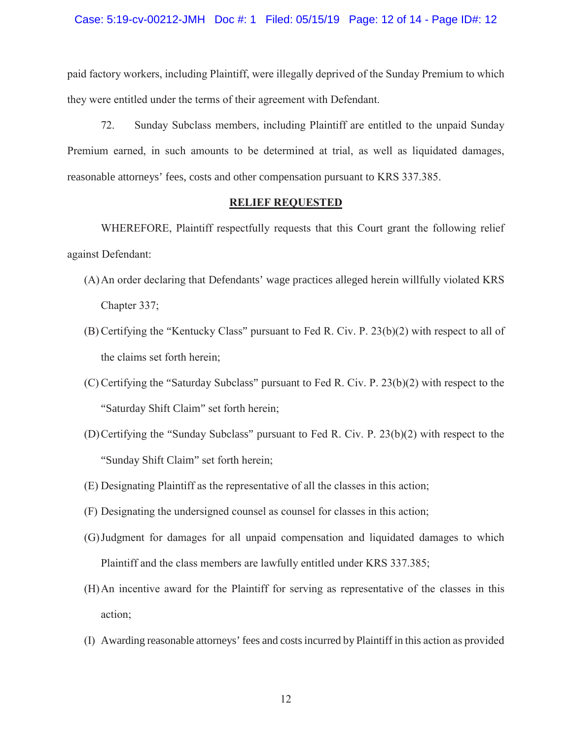paid factory workers, including Plaintiff, were illegally deprived of the Sunday Premium to which they were entitled under the terms of their agreement with Defendant.

72. Sunday Subclass members, including Plaintiff are entitled to the unpaid Sunday Premium earned, in such amounts to be determined at trial, as well as liquidated damages, reasonable attorneys' fees, costs and other compensation pursuant to KRS 337.385.

## RELIEF REQUESTED

WHEREFORE, Plaintiff respectfully requests that this Court grant the following relief against Defendant:

(A) An order declaring that Defendants' wage practices alleged herein willfully violated KRS Chapter 337;

(B) Certifying the "Kentucky Class" pursuant to Fed R. Civ. P. 23(b)(2) with respect to all of the claims set forth herein;

(C) Certifying the "Saturday Subclass" pursuant to Fed R. Civ. P. 23(b)(2) with respect to the "Saturday Shift Claim" set forth herein;

(D) Certifying the "Sunday Subclass" pursuant to Fed R. Civ. P. 23(b)(2) with respect to the "Sunday Shift Claim" set forth herein;

(E) Designating Plaintiff as the representative of all the classes in this action;

(F) Designating the undersigned counsel as counsel for classes in this action;

(G) Judgment for damages for all unpaid compensation and liquidated damages to which Plaintiff and the class members are lawfully entitled under KRS 337.385;

(H) An incentive award for the Plaintiff for serving as representative of the classes in this action;

(I) Awarding reasonable attorneys' fees and costs incurred by Plaintiff in this action as provided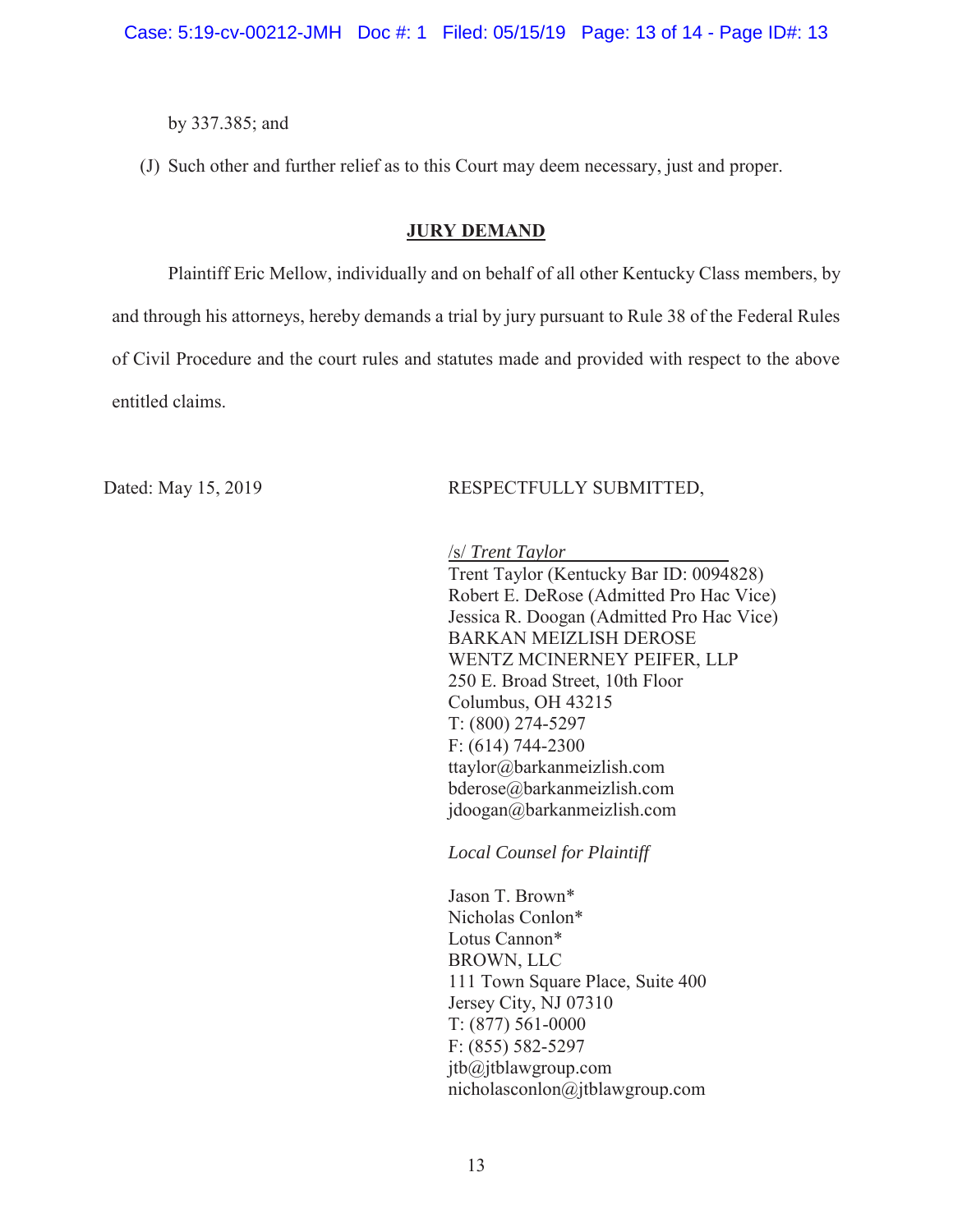by 337.385; and

(J) Such other and further relief as to this Court may deem necessary, just and proper.

## JURY DEMAND

Plaintiff Eric Mellow, individually and on behalf of all other Kentucky Class members, by and through his attorneys, hereby demands a trial by jury pursuant to Rule 38 of the Federal Rules of Civil Procedure and the court rules and statutes made and provided with respect to the above entitled claims.

Dated: May 15, 2019

RESPECTFULLY SUBMITTED,

/s/ *Trent Taylor*
Trent Taylor (Kentucky Bar ID: 0094828)
Robert E. DeRose (Admitted Pro Hac Vice)
Jessica R. Doogan (Admitted Pro Hac Vice)
BARKAN MEIZLISH DEROSE
WENTZ MCINERNEY PEIFER, LLP
250 E. Broad Street, 10th Floor
Columbus, OH 43215
T: (800) 274-5297
F: (614) 744-2300
ttaylor@barkanmeizlish.com
bderose@barkanmeizlish.com
jdoogan@barkanmeizlish.com

*Local Counsel for Plaintiff*

Jason T. Brown*
Nicholas Conlon*
Lotus Cannon*
BROWN, LLC
111 Town Square Place, Suite 400
Jersey City, NJ 07310
T: (877) 561-0000
F: (855) 582-5297
jtb@jtblawgroup.com
nicholasconlon@jtblawgroup.com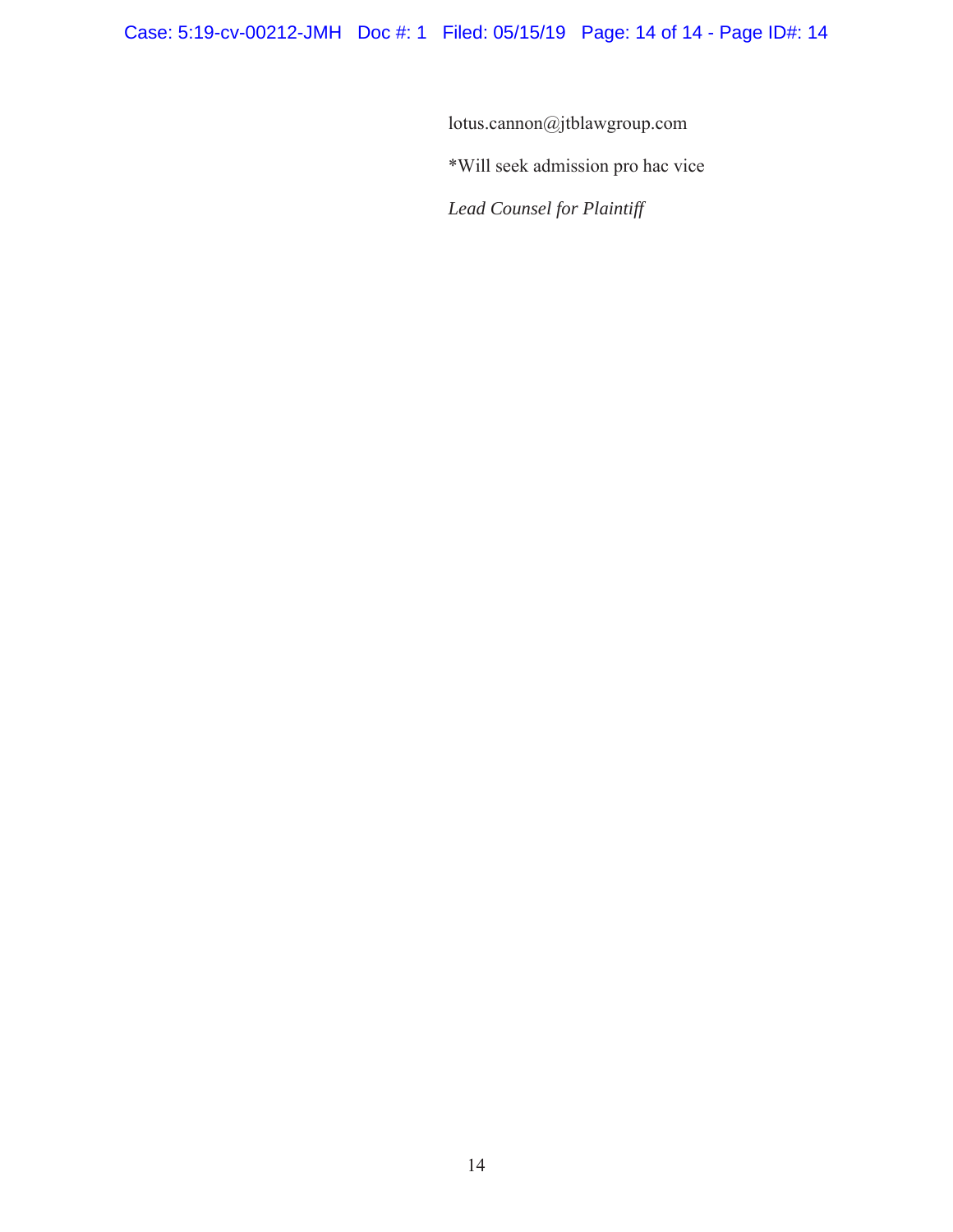lotus.cannon@jtblawgroup.com

*Will seek admission pro hac vice

*Lead Counsel for Plaintiff*